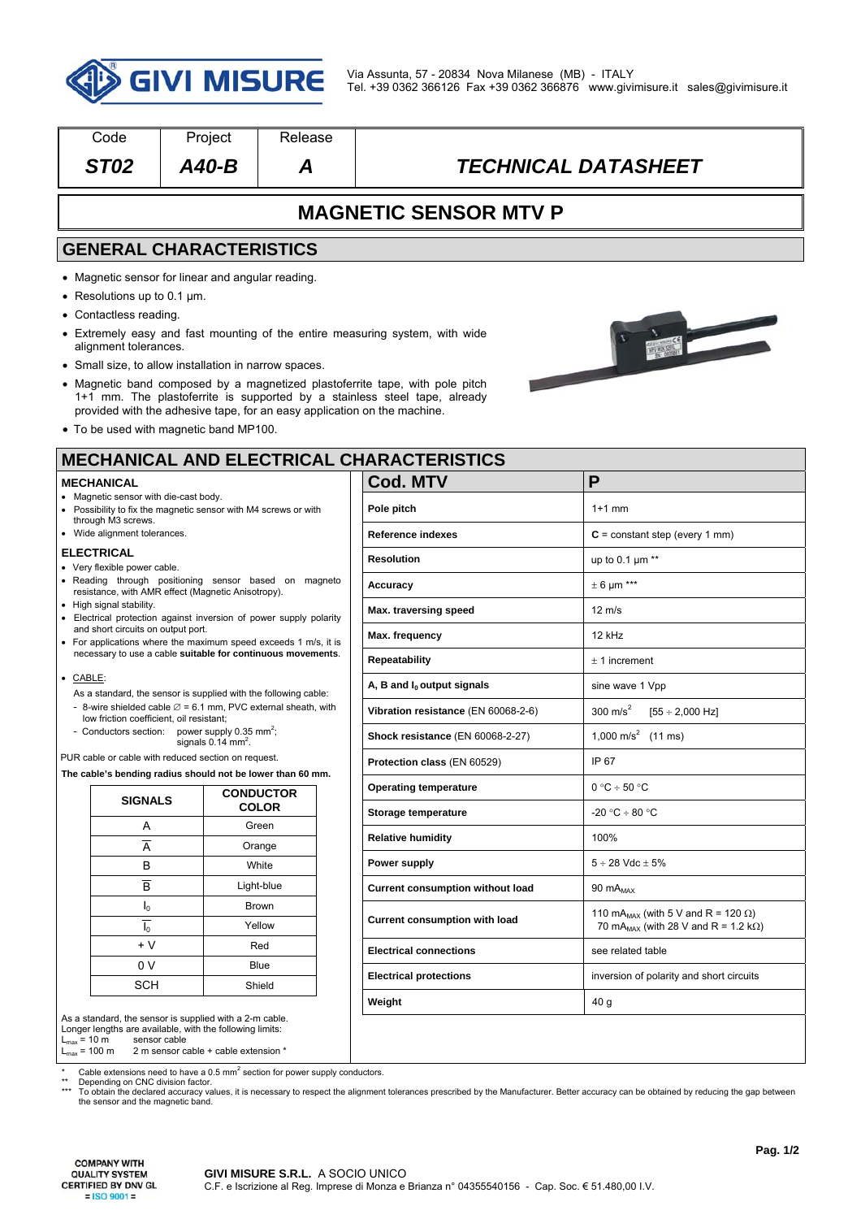Via Assunta, 57 - 20834 Nova Milanese (MB) - ITALY
Tel. +39 0362 366126 Fax +39 0362 366876 www.givimisure.it sales@givimisure.it

| Code | Project | Release | |
|---|---|---|---|
| ***ST02*** | ***A40-B*** | ***A*** | ***TECHNICAL DATASHEET*** |

# MAGNETIC SENSOR MTV P

## GENERAL CHARACTERISTICS

- Magnetic sensor for linear and angular reading.
- Resolutions up to 0.1 µm.
- Contactless reading.
- Extremely easy and fast mounting of the entire measuring system, with wide alignment tolerances.
- Small size, to allow installation in narrow spaces.
- Magnetic band composed by a magnetized plastoferrite tape, with pole pitch 1+1 mm. The plastoferrite is supported by a stainless steel tape, already provided with the adhesive tape, for an easy application on the machine.
- To be used with magnetic band MP100.

## MECHANICAL AND ELECTRICAL CHARACTERISTICS

### MECHANICAL

- Magnetic sensor with die-cast body.
- Possibility to fix the magnetic sensor with M4 screws or with through M3 screws.
- Wide alignment tolerances.

### ELECTRICAL

- Very flexible power cable.
- Reading through positioning sensor based on magneto resistance, with AMR effect (Magnetic Anisotropy).
- High signal stability.
- Electrical protection against inversion of power supply polarity and short circuits on output port.
- For applications where the maximum speed exceeds 1 m/s, it is necessary to use a cable **suitable for continuous movements**.
- CABLE:

  As a standard, the sensor is supplied with the following cable:
  - 8-wire shielded cable ∅ = 6.1 mm, PVC external sheath, with low friction coefficient, oil resistant;
  - Conductors section: power supply 0.35 mm²; signals 0.14 mm².

PUR cable or cable with reduced section on request.

**The cable's bending radius should not be lower than 60 mm.**

| SIGNALS | CONDUCTOR COLOR |
|---|---|
| A | Green |
| $\overline{A}$ | Orange |
| B | White |
| $\overline{B}$ | Light-blue |
| $I_0$ | Brown |
| $\overline{I_0}$ | Yellow |
| + V | Red |
| 0 V | Blue |
| SCH | Shield |

As a standard, the sensor is supplied with a 2-m cable.
Longer lengths are available, with the following limits:
$L_{max}$ = 10 m  sensor cable
$L_{max}$ = 100 m  2 m sensor cable + cable extension *

| Cod. MTV | P |
|---|---|
| **Pole pitch** | 1+1 mm |
| **Reference indexes** | **C** = constant step (every 1 mm) |
| **Resolution** | up to 0.1 µm ** |
| **Accuracy** | ± 6 µm *** |
| **Max. traversing speed** | 12 m/s |
| **Max. frequency** | 12 kHz |
| **Repeatability** | ± 1 increment |
| **A, B and $I_0$ output signals** | sine wave 1 Vpp |
| **Vibration resistance** (EN 60068-2-6) | 300 m/s² [55 ÷ 2,000 Hz] |
| **Shock resistance** (EN 60068-2-27) | 1,000 m/s² (11 ms) |
| **Protection class** (EN 60529) | IP 67 |
| **Operating temperature** | 0 °C ÷ 50 °C |
| **Storage temperature** | -20 °C ÷ 80 °C |
| **Relative humidity** | 100% |
| **Power supply** | 5 ÷ 28 Vdc ± 5% |
| **Current consumption without load** | 90 $mA_{MAX}$ |
| **Current consumption with load** | 110 $mA_{MAX}$ (with 5 V and R = 120 Ω)<br>70 $mA_{MAX}$ (with 28 V and R = 1.2 kΩ) |
| **Electrical connections** | see related table |
| **Electrical protections** | inversion of polarity and short circuits |
| **Weight** | 40 g |

\* Cable extensions need to have a 0.5 mm² section for power supply conductors.
\** Depending on CNC division factor.
\*** To obtain the declared accuracy values, it is necessary to respect the alignment tolerances prescribed by the Manufacturer. Better accuracy can be obtained by reducing the gap between the sensor and the magnetic band.

COMPANY WITH QUALITY SYSTEM CERTIFIED BY DNV GL = ISO 9001 =

**GIVI MISURE S.R.L.** A SOCIO UNICO
C.F. e Iscrizione al Reg. Imprese di Monza e Brianza n° 04355540156 - Cap. Soc. € 51.480,00 I.V.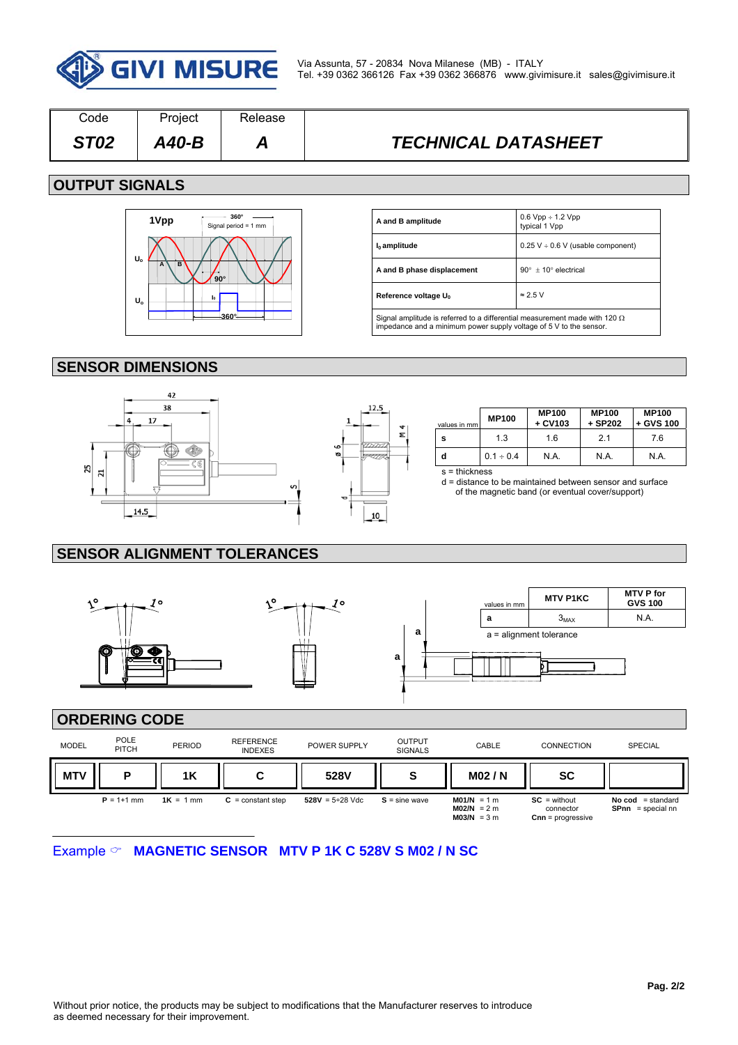Via Assunta, 57 - 20834 Nova Milanese (MB) - ITALY
Tel. +39 0362 366126 Fax +39 0362 366876 www.givimisure.it sales@givimisure.it

| Code | Project | Release | |
|---|---|---|---|
| **ST02** | **A40-B** | **A** | **TECHNICAL DATASHEET** |

## OUTPUT SIGNALS

1Vpp
360°
Signal period = 1 mm
$U_o$
A B
90°
$U_o$
$I_0$
360°

| | |
|---|---|
| **A and B amplitude** | 0.6 Vpp ÷ 1.2 Vpp typical 1 Vpp |
| **$I_0$ amplitude** | 0.25 V ÷ 0.6 V (usable component) |
| **A and B phase displacement** | 90° ± 10° electrical |
| **Reference voltage $U_0$** | ≈ 2.5 V |
| Signal amplitude is referred to a differential measurement made with 120 Ω impedance and a minimum power supply voltage of 5 V to the sensor. | |

## SENSOR DIMENSIONS

42
38
4
17
25
21
14.5
s
12.5
1
M 4
ø 6
d
10

| values in mm | MP100 | MP100 + CV103 | MP100 + SP202 | MP100 + GVS 100 |
|---|---|---|---|---|
| **s** | 1.3 | 1.6 | 2.1 | 7.6 |
| **d** | 0.1 ÷ 0.4 | N.A. | N.A. | N.A. |

s = thickness
d = distance to be maintained between sensor and surface of the magnetic band (or eventual cover/support)

## SENSOR ALIGNMENT TOLERANCES

1° 1°
1° 1°
a
a

| values in mm | MTV P1KC | MTV P for GVS 100 |
|---|---|---|
| **a** | $3_{MAX}$ | N.A. |

a = alignment tolerance

## ORDERING CODE

| MODEL | POLE PITCH | PERIOD | REFERENCE INDEXES | POWER SUPPLY | OUTPUT SIGNALS | CABLE | CONNECTION | SPECIAL |
|---|---|---|---|---|---|---|---|---|
| **MTV** | **P** | **1K** | **C** | **528V** | **S** | **M02 / N** | **SC** | |
| | **P** = 1+1 mm | **1K** = 1 mm | **C** = constant step | **528V** = 5÷28 Vdc | **S** = sine wave | **M01/N** = 1 m **M02/N** = 2 m **M03/N** = 3 m | **SC** = without connector **Cnn** = progressive | **No cod** = standard **SPnn** = special nn |

Example ☞ **MAGNETIC SENSOR MTV P 1K C 528V S M02 / N SC**

Without prior notice, the products may be subject to modifications that the Manufacturer reserves to introduce as deemed necessary for their improvement.